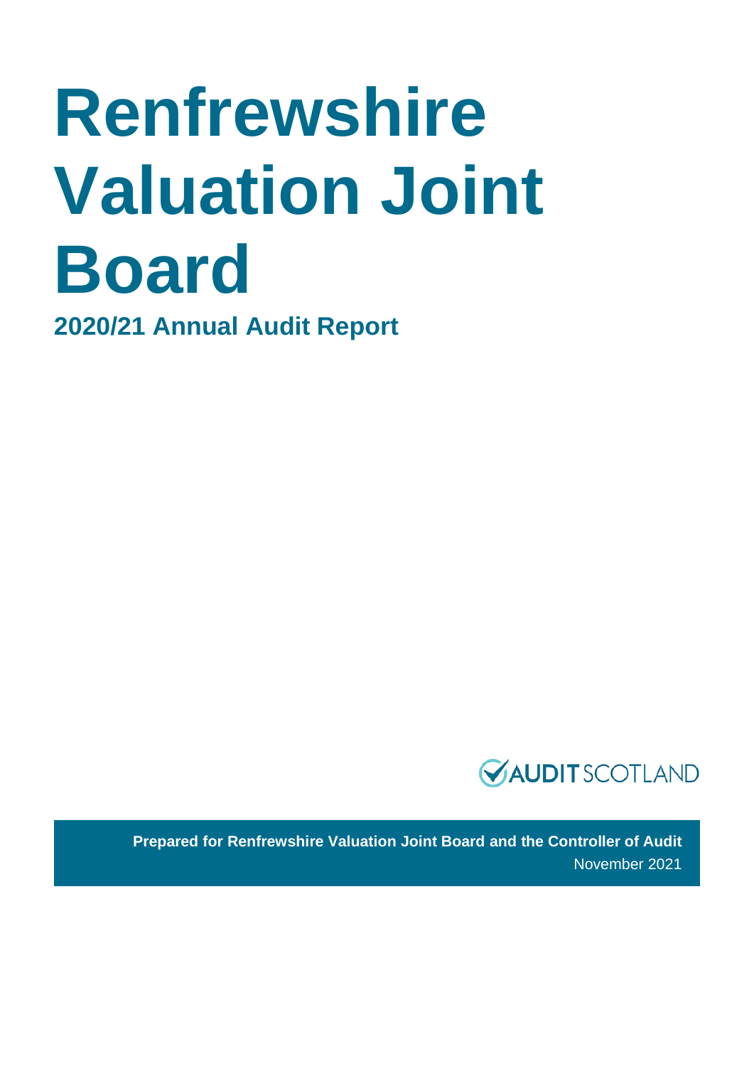# Renfrewshire Valuation Joint Board

## 2020/21 Annual Audit Report

AUDIT SCOTLAND

**Prepared for Renfrewshire Valuation Joint Board and the Controller of Audit**

November 2021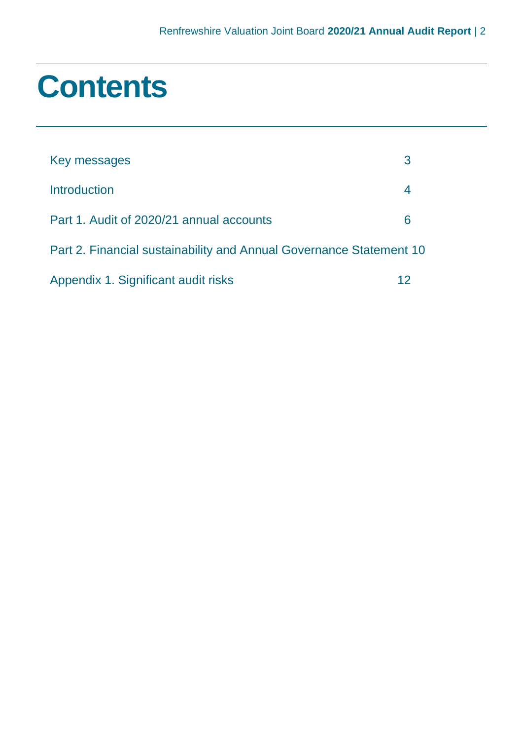# Contents

| | |
|---|---|
| Key messages | 3 |
| Introduction | 4 |
| Part 1. Audit of 2020/21 annual accounts | 6 |
| Part 2. Financial sustainability and Annual Governance Statement | 10 |
| Appendix 1. Significant audit risks | 12 |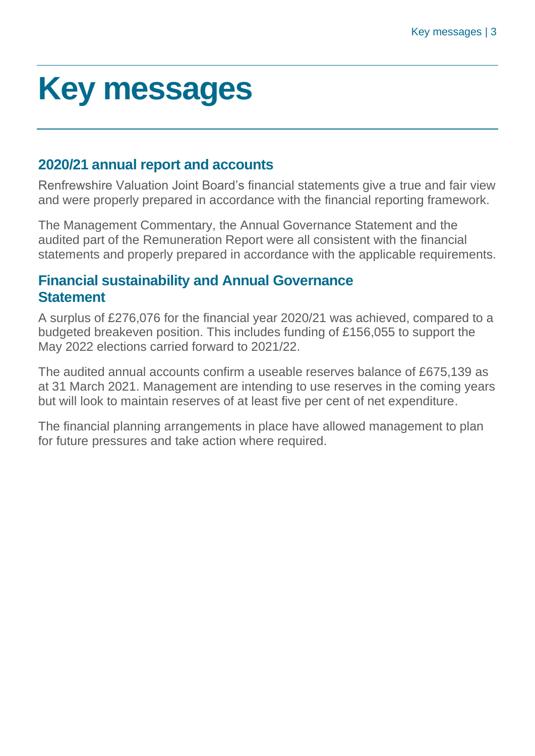# Key messages

## 2020/21 annual report and accounts

Renfrewshire Valuation Joint Board's financial statements give a true and fair view and were properly prepared in accordance with the financial reporting framework.

The Management Commentary, the Annual Governance Statement and the audited part of the Remuneration Report were all consistent with the financial statements and properly prepared in accordance with the applicable requirements.

## Financial sustainability and Annual Governance Statement

A surplus of £276,076 for the financial year 2020/21 was achieved, compared to a budgeted breakeven position. This includes funding of £156,055 to support the May 2022 elections carried forward to 2021/22.

The audited annual accounts confirm a useable reserves balance of £675,139 as at 31 March 2021. Management are intending to use reserves in the coming years but will look to maintain reserves of at least five per cent of net expenditure.

The financial planning arrangements in place have allowed management to plan for future pressures and take action where required.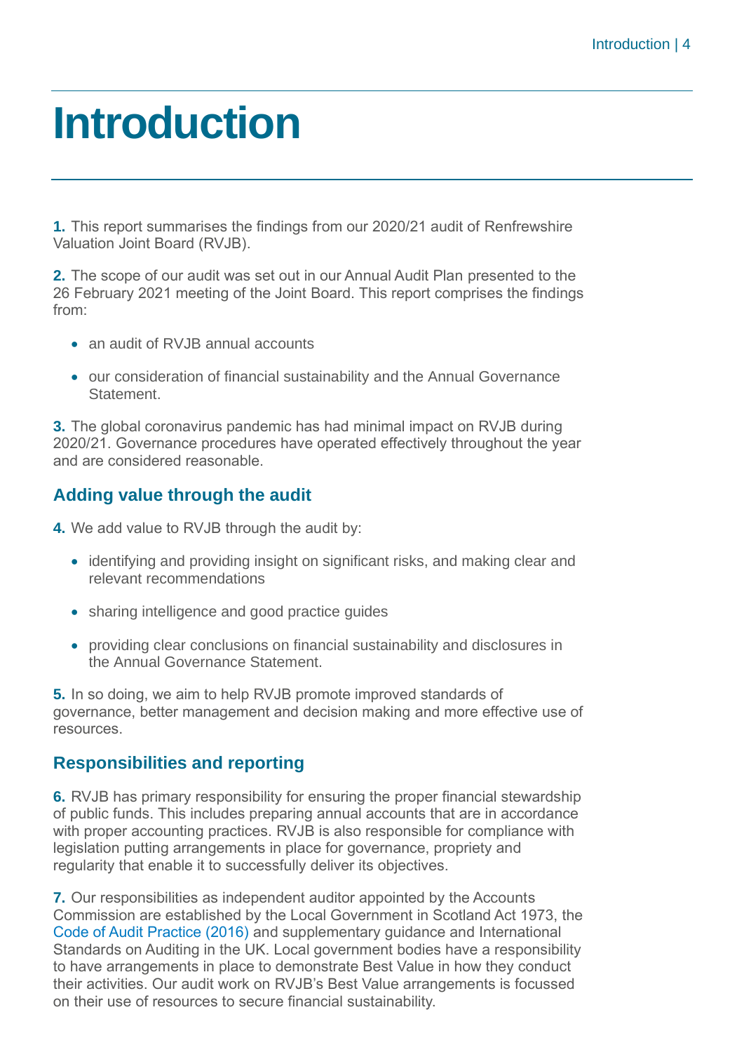# Introduction

**1.** This report summarises the findings from our 2020/21 audit of Renfrewshire Valuation Joint Board (RVJB).

**2.** The scope of our audit was set out in our Annual Audit Plan presented to the 26 February 2021 meeting of the Joint Board. This report comprises the findings from:

- an audit of RVJB annual accounts
- our consideration of financial sustainability and the Annual Governance Statement.

**3.** The global coronavirus pandemic has had minimal impact on RVJB during 2020/21. Governance procedures have operated effectively throughout the year and are considered reasonable.

## Adding value through the audit

**4.** We add value to RVJB through the audit by:

- identifying and providing insight on significant risks, and making clear and relevant recommendations
- sharing intelligence and good practice guides
- providing clear conclusions on financial sustainability and disclosures in the Annual Governance Statement.

**5.** In so doing, we aim to help RVJB promote improved standards of governance, better management and decision making and more effective use of resources.

## Responsibilities and reporting

**6.** RVJB has primary responsibility for ensuring the proper financial stewardship of public funds. This includes preparing annual accounts that are in accordance with proper accounting practices. RVJB is also responsible for compliance with legislation putting arrangements in place for governance, propriety and regularity that enable it to successfully deliver its objectives.

**7.** Our responsibilities as independent auditor appointed by the Accounts Commission are established by the Local Government in Scotland Act 1973, the Code of Audit Practice (2016) and supplementary guidance and International Standards on Auditing in the UK. Local government bodies have a responsibility to have arrangements in place to demonstrate Best Value in how they conduct their activities. Our audit work on RVJB's Best Value arrangements is focussed on their use of resources to secure financial sustainability.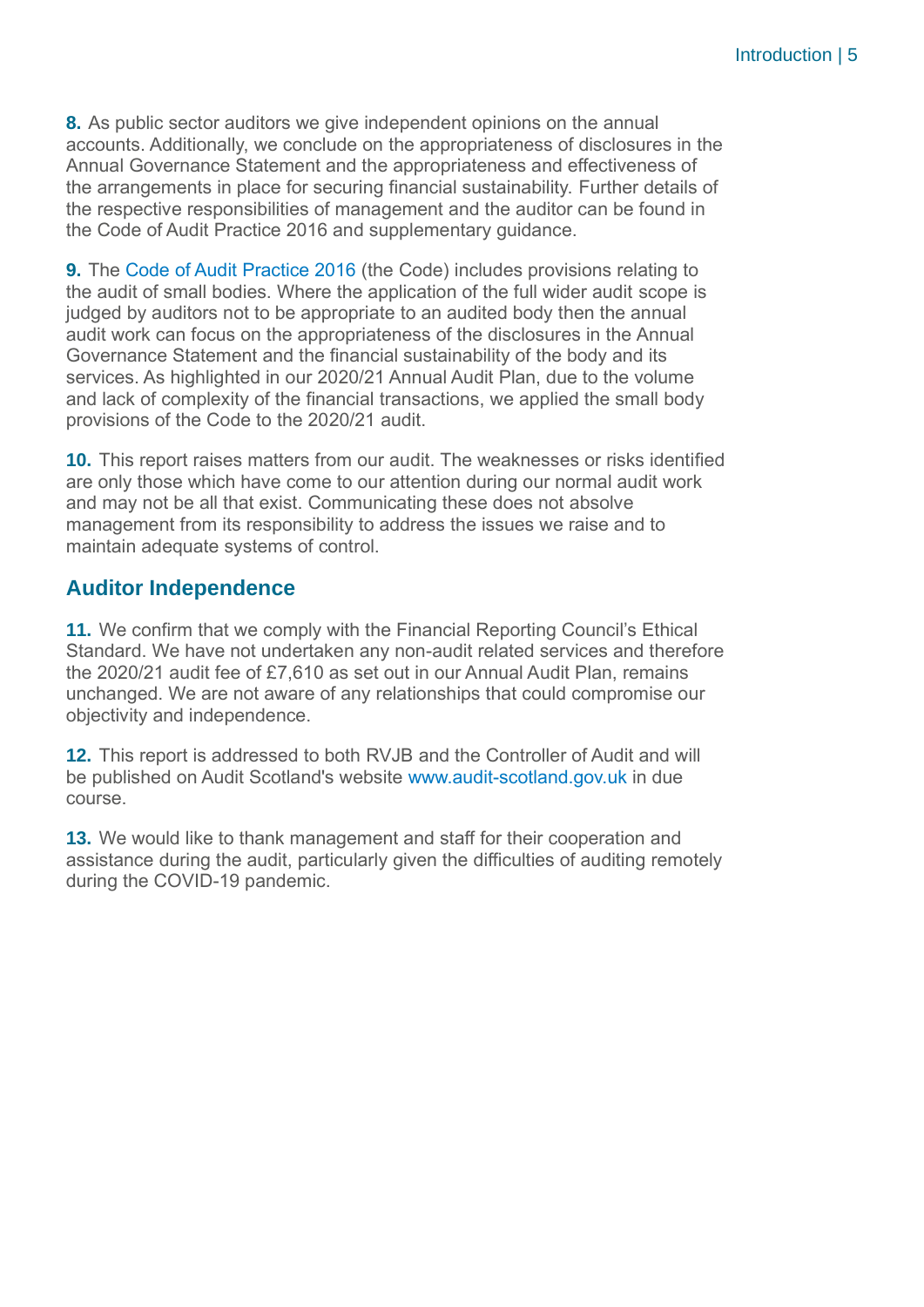**8.** As public sector auditors we give independent opinions on the annual accounts. Additionally, we conclude on the appropriateness of disclosures in the Annual Governance Statement and the appropriateness and effectiveness of the arrangements in place for securing financial sustainability. Further details of the respective responsibilities of management and the auditor can be found in the Code of Audit Practice 2016 and supplementary guidance.

**9.** The Code of Audit Practice 2016 (the Code) includes provisions relating to the audit of small bodies. Where the application of the full wider audit scope is judged by auditors not to be appropriate to an audited body then the annual audit work can focus on the appropriateness of the disclosures in the Annual Governance Statement and the financial sustainability of the body and its services. As highlighted in our 2020/21 Annual Audit Plan, due to the volume and lack of complexity of the financial transactions, we applied the small body provisions of the Code to the 2020/21 audit.

**10.** This report raises matters from our audit. The weaknesses or risks identified are only those which have come to our attention during our normal audit work and may not be all that exist. Communicating these does not absolve management from its responsibility to address the issues we raise and to maintain adequate systems of control.

## Auditor Independence

**11.** We confirm that we comply with the Financial Reporting Council's Ethical Standard. We have not undertaken any non-audit related services and therefore the 2020/21 audit fee of £7,610 as set out in our Annual Audit Plan, remains unchanged. We are not aware of any relationships that could compromise our objectivity and independence.

**12.** This report is addressed to both RVJB and the Controller of Audit and will be published on Audit Scotland's website www.audit-scotland.gov.uk in due course.

**13.** We would like to thank management and staff for their cooperation and assistance during the audit, particularly given the difficulties of auditing remotely during the COVID-19 pandemic.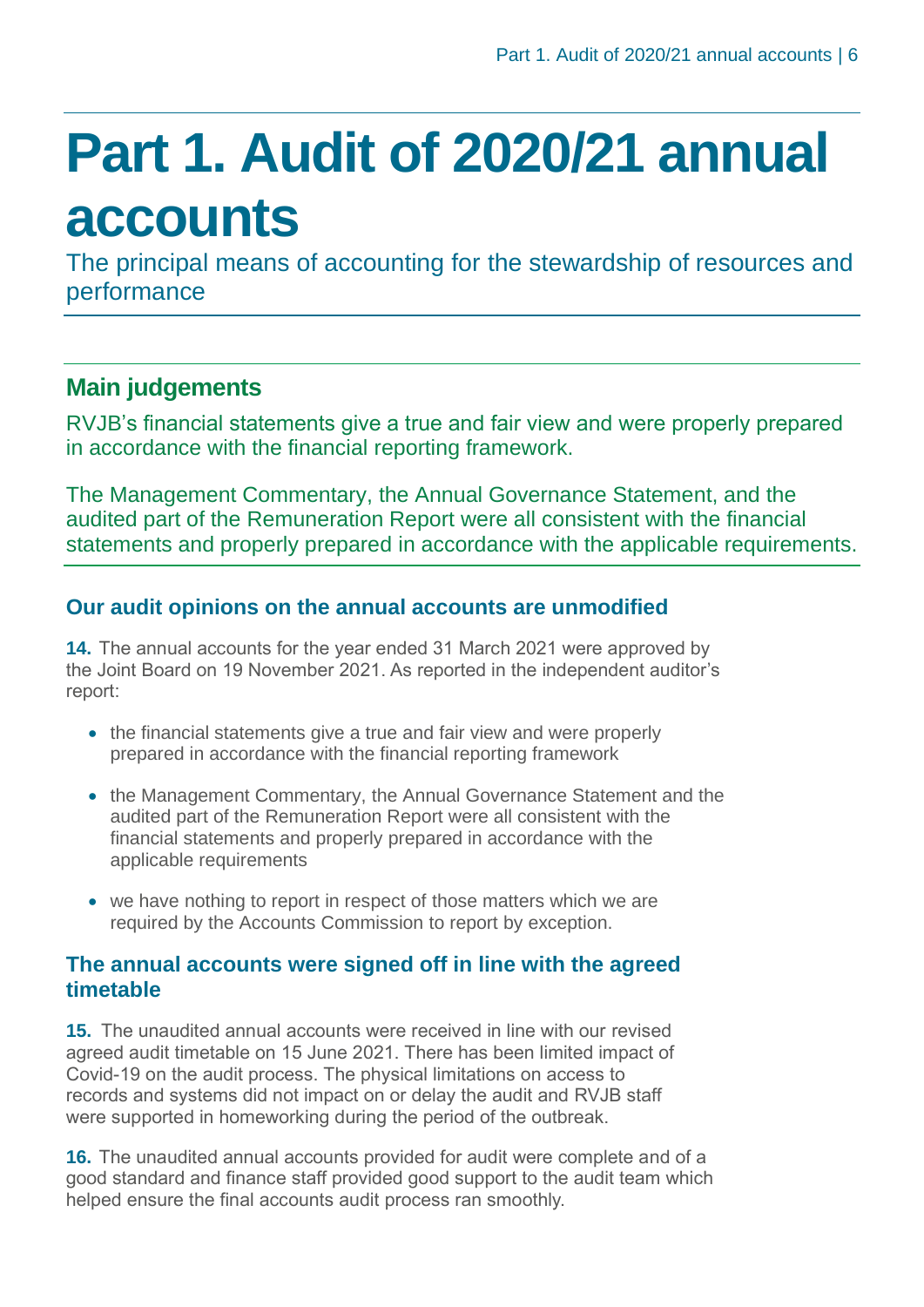# Part 1. Audit of 2020/21 annual accounts

The principal means of accounting for the stewardship of resources and performance

## Main judgements

RVJB's financial statements give a true and fair view and were properly prepared in accordance with the financial reporting framework.

The Management Commentary, the Annual Governance Statement, and the audited part of the Remuneration Report were all consistent with the financial statements and properly prepared in accordance with the applicable requirements.

### Our audit opinions on the annual accounts are unmodified

**14.** The annual accounts for the year ended 31 March 2021 were approved by the Joint Board on 19 November 2021. As reported in the independent auditor's report:

- the financial statements give a true and fair view and were properly prepared in accordance with the financial reporting framework
- the Management Commentary, the Annual Governance Statement and the audited part of the Remuneration Report were all consistent with the financial statements and properly prepared in accordance with the applicable requirements
- we have nothing to report in respect of those matters which we are required by the Accounts Commission to report by exception.

### The annual accounts were signed off in line with the agreed timetable

**15.** The unaudited annual accounts were received in line with our revised agreed audit timetable on 15 June 2021. There has been limited impact of Covid-19 on the audit process. The physical limitations on access to records and systems did not impact on or delay the audit and RVJB staff were supported in homeworking during the period of the outbreak.

**16.** The unaudited annual accounts provided for audit were complete and of a good standard and finance staff provided good support to the audit team which helped ensure the final accounts audit process ran smoothly.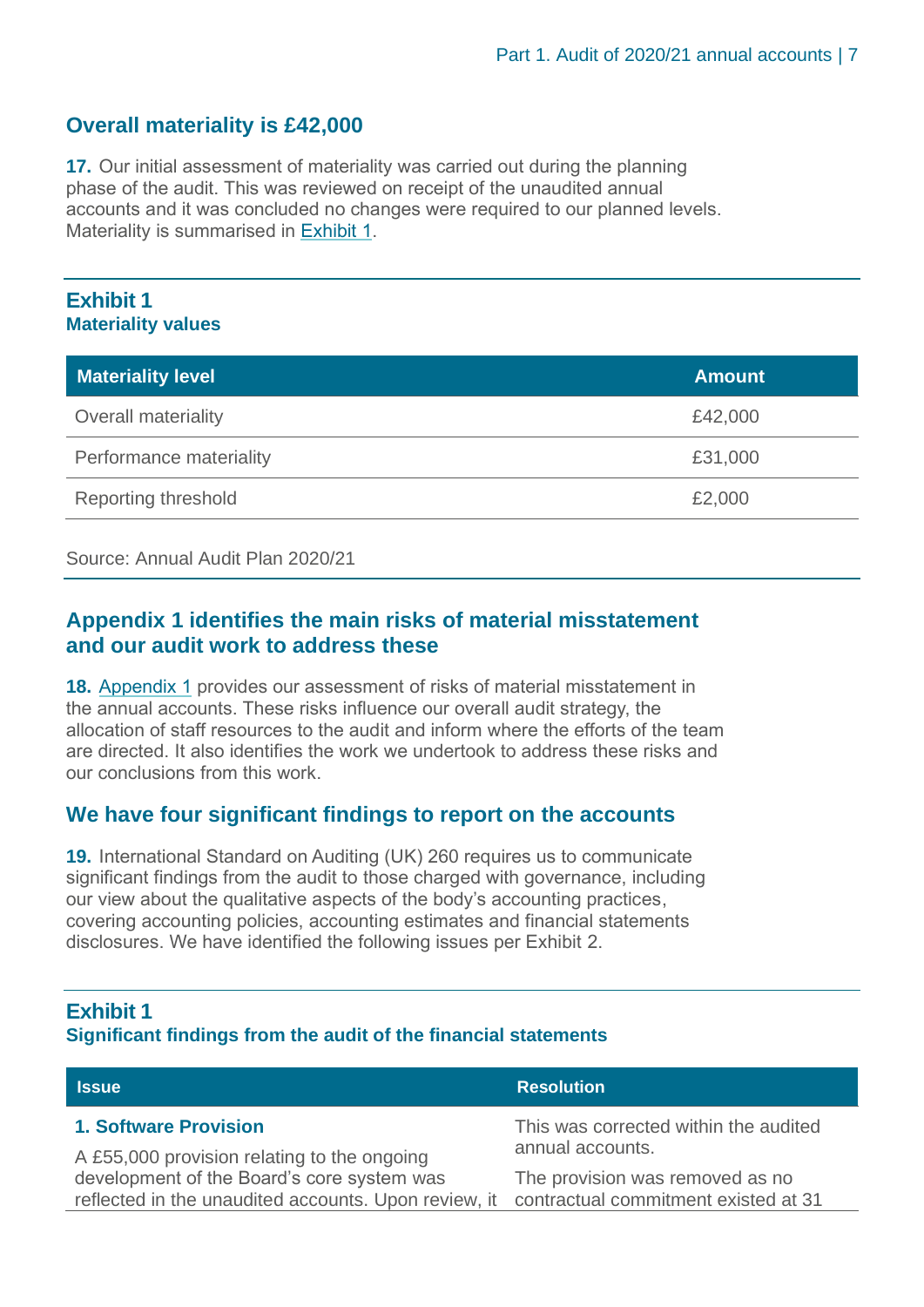## Overall materiality is £42,000

**17.** Our initial assessment of materiality was carried out during the planning phase of the audit. This was reviewed on receipt of the unaudited annual accounts and it was concluded no changes were required to our planned levels. Materiality is summarised in Exhibit 1.

### Exhibit 1
**Materiality values**

| Materiality level | Amount |
|---|---|
| Overall materiality | £42,000 |
| Performance materiality | £31,000 |
| Reporting threshold | £2,000 |

Source: Annual Audit Plan 2020/21

## Appendix 1 identifies the main risks of material misstatement and our audit work to address these

**18.** Appendix 1 provides our assessment of risks of material misstatement in the annual accounts. These risks influence our overall audit strategy, the allocation of staff resources to the audit and inform where the efforts of the team are directed. It also identifies the work we undertook to address these risks and our conclusions from this work.

## We have four significant findings to report on the accounts

**19.** International Standard on Auditing (UK) 260 requires us to communicate significant findings from the audit to those charged with governance, including our view about the qualitative aspects of the body's accounting practices, covering accounting policies, accounting estimates and financial statements disclosures. We have identified the following issues per Exhibit 2.

### Exhibit 1
**Significant findings from the audit of the financial statements**

| Issue | Resolution |
|---|---|
| **1. Software Provision**<br>A £55,000 provision relating to the ongoing development of the Board's core system was reflected in the unaudited accounts. Upon review, it | This was corrected within the audited annual accounts.<br>The provision was removed as no contractual commitment existed at 31 |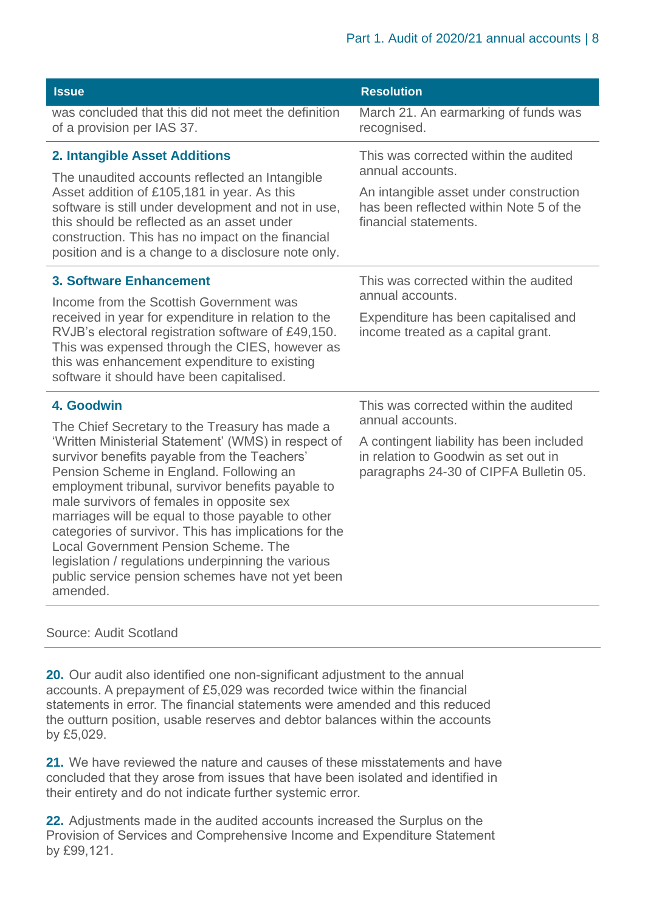| Issue | Resolution |
| --- | --- |
| was concluded that this did not meet the definition of a provision per IAS 37. | March 21. An earmarking of funds was recognised. |
| **2. Intangible Asset Additions**<br><br>The unaudited accounts reflected an Intangible Asset addition of £105,181 in year. As this software is still under development and not in use, this should be reflected as an asset under construction. This has no impact on the financial position and is a change to a disclosure note only. | This was corrected within the audited annual accounts.<br><br>An intangible asset under construction has been reflected within Note 5 of the financial statements. |
| **3. Software Enhancement**<br><br>Income from the Scottish Government was received in year for expenditure in relation to the RVJB's electoral registration software of £49,150. This was expensed through the CIES, however as this was enhancement expenditure to existing software it should have been capitalised. | This was corrected within the audited annual accounts.<br><br>Expenditure has been capitalised and income treated as a capital grant. |
| **4. Goodwin**<br><br>The Chief Secretary to the Treasury has made a 'Written Ministerial Statement' (WMS) in respect of survivor benefits payable from the Teachers' Pension Scheme in England. Following an employment tribunal, survivor benefits payable to male survivors of females in opposite sex marriages will be equal to those payable to other categories of survivor. This has implications for the Local Government Pension Scheme. The legislation / regulations underpinning the various public service pension schemes have not yet been amended. | This was corrected within the audited annual accounts.<br><br>A contingent liability has been included in relation to Goodwin as set out in paragraphs 24-30 of CIPFA Bulletin 05. |

Source: Audit Scotland

**20.** Our audit also identified one non-significant adjustment to the annual accounts. A prepayment of £5,029 was recorded twice within the financial statements in error. The financial statements were amended and this reduced the outturn position, usable reserves and debtor balances within the accounts by £5,029.

**21.** We have reviewed the nature and causes of these misstatements and have concluded that they arose from issues that have been isolated and identified in their entirety and do not indicate further systemic error.

**22.** Adjustments made in the audited accounts increased the Surplus on the Provision of Services and Comprehensive Income and Expenditure Statement by £99,121.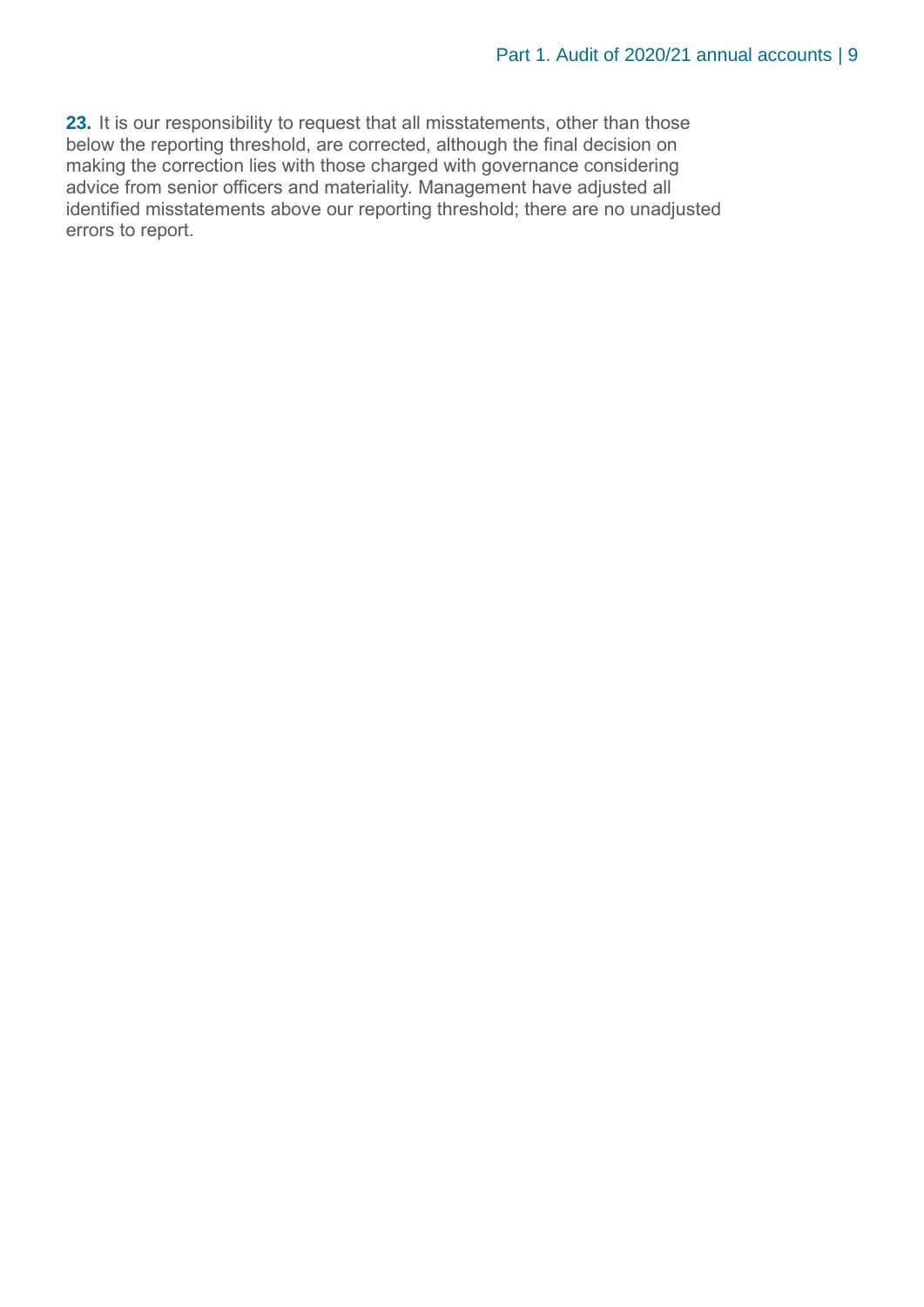**23.** It is our responsibility to request that all misstatements, other than those below the reporting threshold, are corrected, although the final decision on making the correction lies with those charged with governance considering advice from senior officers and materiality. Management have adjusted all identified misstatements above our reporting threshold; there are no unadjusted errors to report.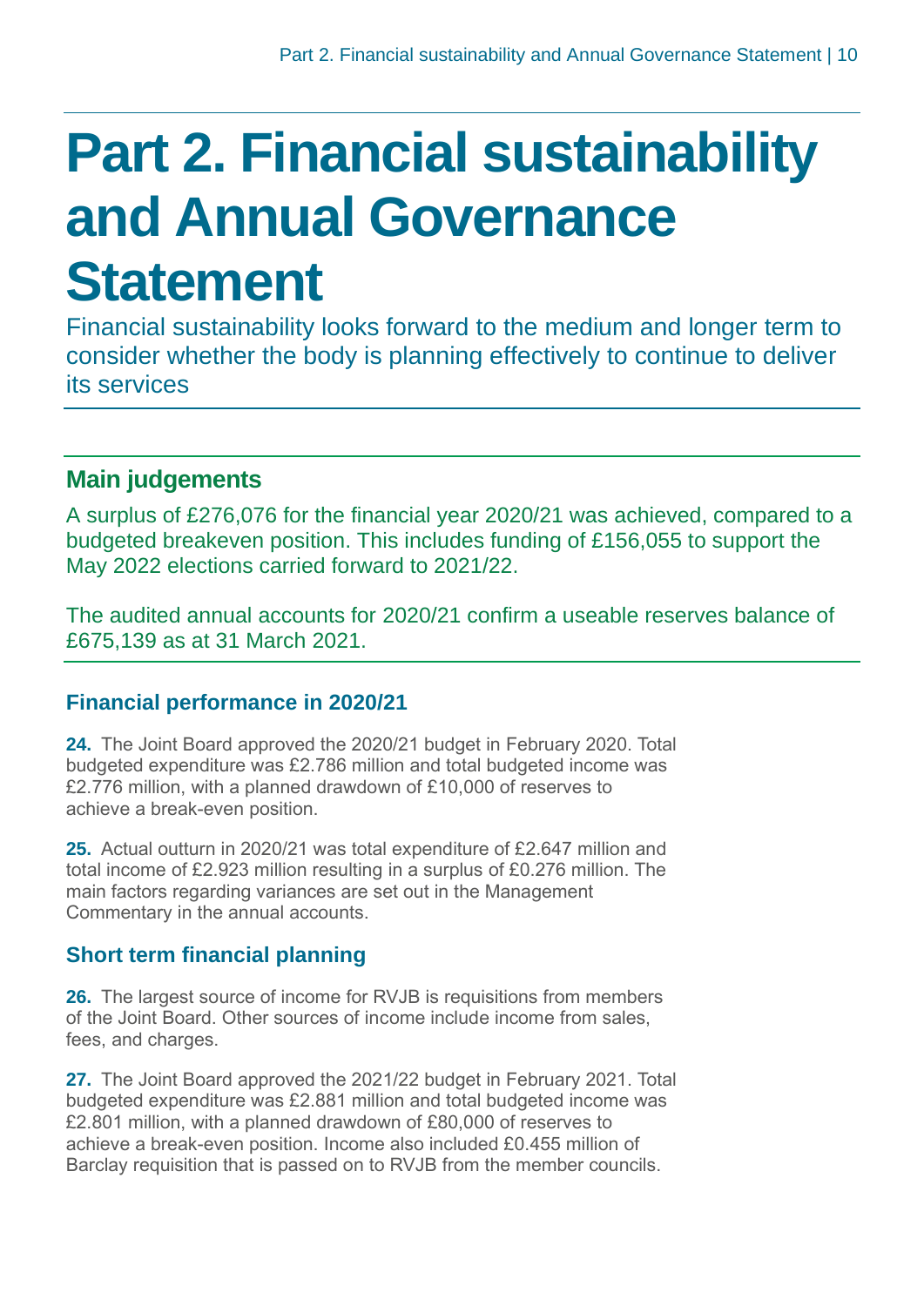# Part 2. Financial sustainability and Annual Governance Statement

Financial sustainability looks forward to the medium and longer term to consider whether the body is planning effectively to continue to deliver its services

## Main judgements

A surplus of £276,076 for the financial year 2020/21 was achieved, compared to a budgeted breakeven position. This includes funding of £156,055 to support the May 2022 elections carried forward to 2021/22.

The audited annual accounts for 2020/21 confirm a useable reserves balance of £675,139 as at 31 March 2021.

### Financial performance in 2020/21

**24.** The Joint Board approved the 2020/21 budget in February 2020. Total budgeted expenditure was £2.786 million and total budgeted income was £2.776 million, with a planned drawdown of £10,000 of reserves to achieve a break-even position.

**25.** Actual outturn in 2020/21 was total expenditure of £2.647 million and total income of £2.923 million resulting in a surplus of £0.276 million. The main factors regarding variances are set out in the Management Commentary in the annual accounts.

### Short term financial planning

**26.** The largest source of income for RVJB is requisitions from members of the Joint Board. Other sources of income include income from sales, fees, and charges.

**27.** The Joint Board approved the 2021/22 budget in February 2021. Total budgeted expenditure was £2.881 million and total budgeted income was £2.801 million, with a planned drawdown of £80,000 of reserves to achieve a break-even position. Income also included £0.455 million of Barclay requisition that is passed on to RVJB from the member councils.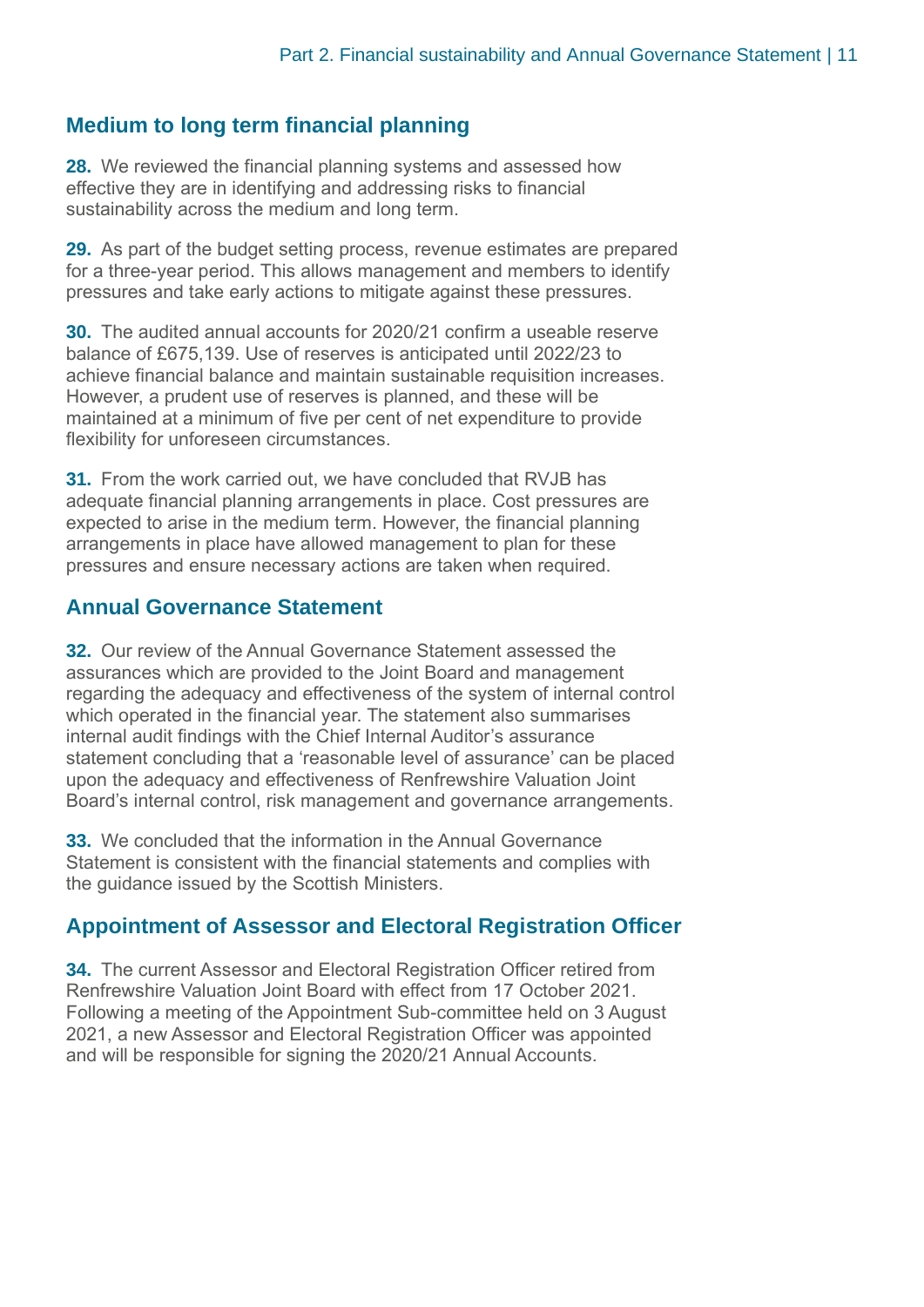## Medium to long term financial planning

**28.** We reviewed the financial planning systems and assessed how effective they are in identifying and addressing risks to financial sustainability across the medium and long term.

**29.** As part of the budget setting process, revenue estimates are prepared for a three-year period. This allows management and members to identify pressures and take early actions to mitigate against these pressures.

**30.** The audited annual accounts for 2020/21 confirm a useable reserve balance of £675,139. Use of reserves is anticipated until 2022/23 to achieve financial balance and maintain sustainable requisition increases. However, a prudent use of reserves is planned, and these will be maintained at a minimum of five per cent of net expenditure to provide flexibility for unforeseen circumstances.

**31.** From the work carried out, we have concluded that RVJB has adequate financial planning arrangements in place. Cost pressures are expected to arise in the medium term. However, the financial planning arrangements in place have allowed management to plan for these pressures and ensure necessary actions are taken when required.

## Annual Governance Statement

**32.** Our review of the Annual Governance Statement assessed the assurances which are provided to the Joint Board and management regarding the adequacy and effectiveness of the system of internal control which operated in the financial year. The statement also summarises internal audit findings with the Chief Internal Auditor's assurance statement concluding that a 'reasonable level of assurance' can be placed upon the adequacy and effectiveness of Renfrewshire Valuation Joint Board's internal control, risk management and governance arrangements.

**33.** We concluded that the information in the Annual Governance Statement is consistent with the financial statements and complies with the guidance issued by the Scottish Ministers.

## Appointment of Assessor and Electoral Registration Officer

**34.** The current Assessor and Electoral Registration Officer retired from Renfrewshire Valuation Joint Board with effect from 17 October 2021. Following a meeting of the Appointment Sub-committee held on 3 August 2021, a new Assessor and Electoral Registration Officer was appointed and will be responsible for signing the 2020/21 Annual Accounts.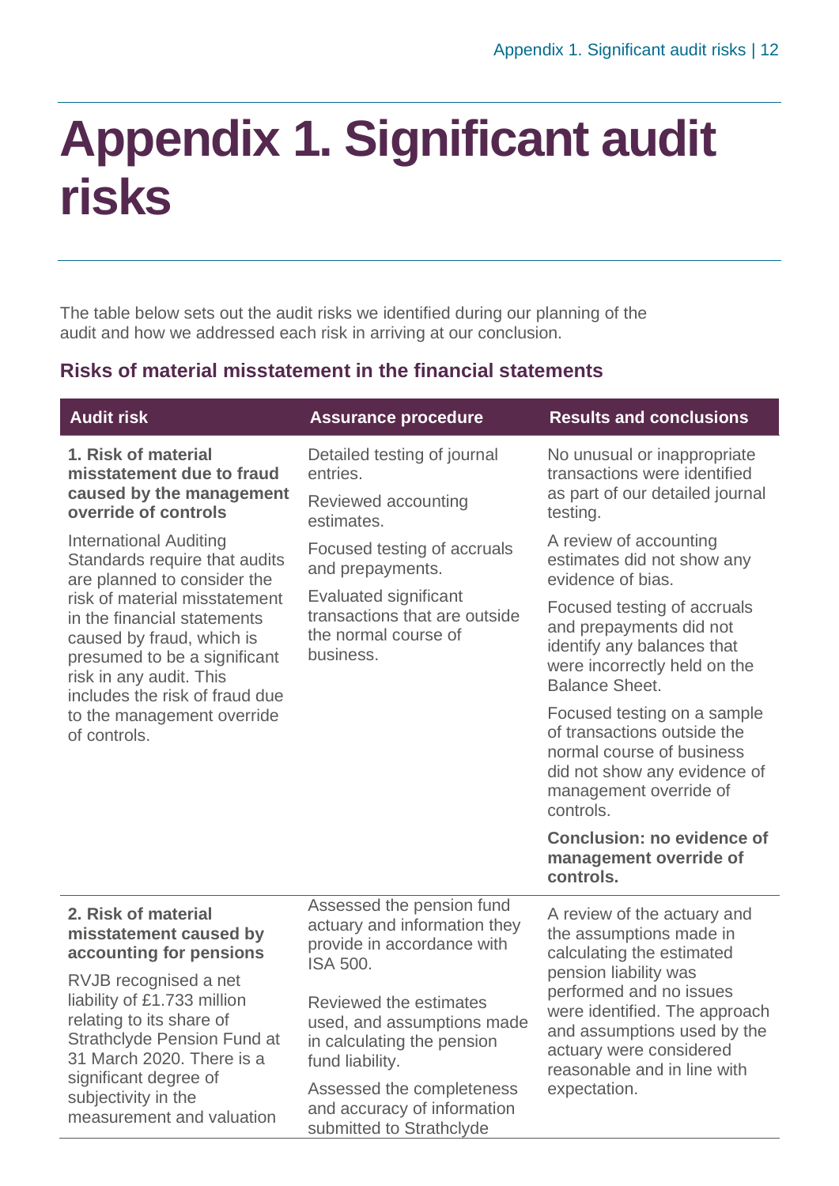# Appendix 1. Significant audit risks

The table below sets out the audit risks we identified during our planning of the audit and how we addressed each risk in arriving at our conclusion.

## Risks of material misstatement in the financial statements

| Audit risk | Assurance procedure | Results and conclusions |
| --- | --- | --- |
| **1. Risk of material misstatement due to fraud caused by the management override of controls**<br><br>International Auditing Standards require that audits are planned to consider the risk of material misstatement in the financial statements caused by fraud, which is presumed to be a significant risk in any audit. This includes the risk of fraud due to the management override of controls. | Detailed testing of journal entries.<br><br>Reviewed accounting estimates.<br><br>Focused testing of accruals and prepayments.<br><br>Evaluated significant transactions that are outside the normal course of business. | No unusual or inappropriate transactions were identified as part of our detailed journal testing.<br><br>A review of accounting estimates did not show any evidence of bias.<br><br>Focused testing of accruals and prepayments did not identify any balances that were incorrectly held on the Balance Sheet.<br><br>Focused testing on a sample of transactions outside the normal course of business did not show any evidence of management override of controls.<br><br>**Conclusion: no evidence of management override of controls.** |
| **2. Risk of material misstatement caused by accounting for pensions**<br><br>RVJB recognised a net liability of £1.733 million relating to its share of Strathclyde Pension Fund at 31 March 2020. There is a significant degree of subjectivity in the measurement and valuation | Assessed the pension fund actuary and information they provide in accordance with ISA 500.<br><br>Reviewed the estimates used, and assumptions made in calculating the pension fund liability.<br><br>Assessed the completeness and accuracy of information submitted to Strathclyde | A review of the actuary and the assumptions made in calculating the estimated pension liability was performed and no issues were identified. The approach and assumptions used by the actuary were considered reasonable and in line with expectation. |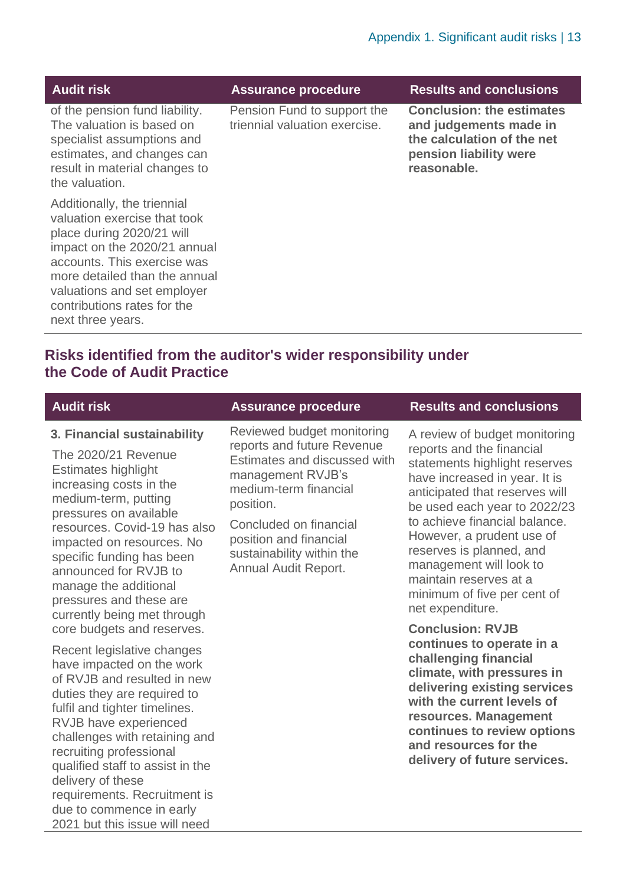| Audit risk | Assurance procedure | Results and conclusions |
| --- | --- | --- |
| of the pension fund liability. The valuation is based on specialist assumptions and estimates, and changes can result in material changes to the valuation.<br><br>Additionally, the triennial valuation exercise that took place during 2020/21 will impact on the 2020/21 annual accounts. This exercise was more detailed than the annual valuations and set employer contributions rates for the next three years. | Pension Fund to support the triennial valuation exercise. | **Conclusion: the estimates and judgements made in the calculation of the net pension liability were reasonable.** |

## Risks identified from the auditor's wider responsibility under the Code of Audit Practice

| Audit risk | Assurance procedure | Results and conclusions |
| --- | --- | --- |
| **3. Financial sustainability**<br><br>The 2020/21 Revenue Estimates highlight increasing costs in the medium-term, putting pressures on available resources. Covid-19 has also impacted on resources. No specific funding has been announced for RVJB to manage the additional pressures and these are currently being met through core budgets and reserves.<br><br>Recent legislative changes have impacted on the work of RVJB and resulted in new duties they are required to fulfil and tighter timelines. RVJB have experienced challenges with retaining and recruiting professional qualified staff to assist in the delivery of these requirements. Recruitment is due to commence in early 2021 but this issue will need | Reviewed budget monitoring reports and future Revenue Estimates and discussed with management RVJB's medium-term financial position.<br><br>Concluded on financial position and financial sustainability within the Annual Audit Report. | A review of budget monitoring reports and the financial statements highlight reserves have increased in year. It is anticipated that reserves will be used each year to 2022/23 to achieve financial balance. However, a prudent use of reserves is planned, and management will look to maintain reserves at a minimum of five per cent of net expenditure.<br><br>**Conclusion: RVJB continues to operate in a challenging financial climate, with pressures in delivering existing services with the current levels of resources. Management continues to review options and resources for the delivery of future services.** |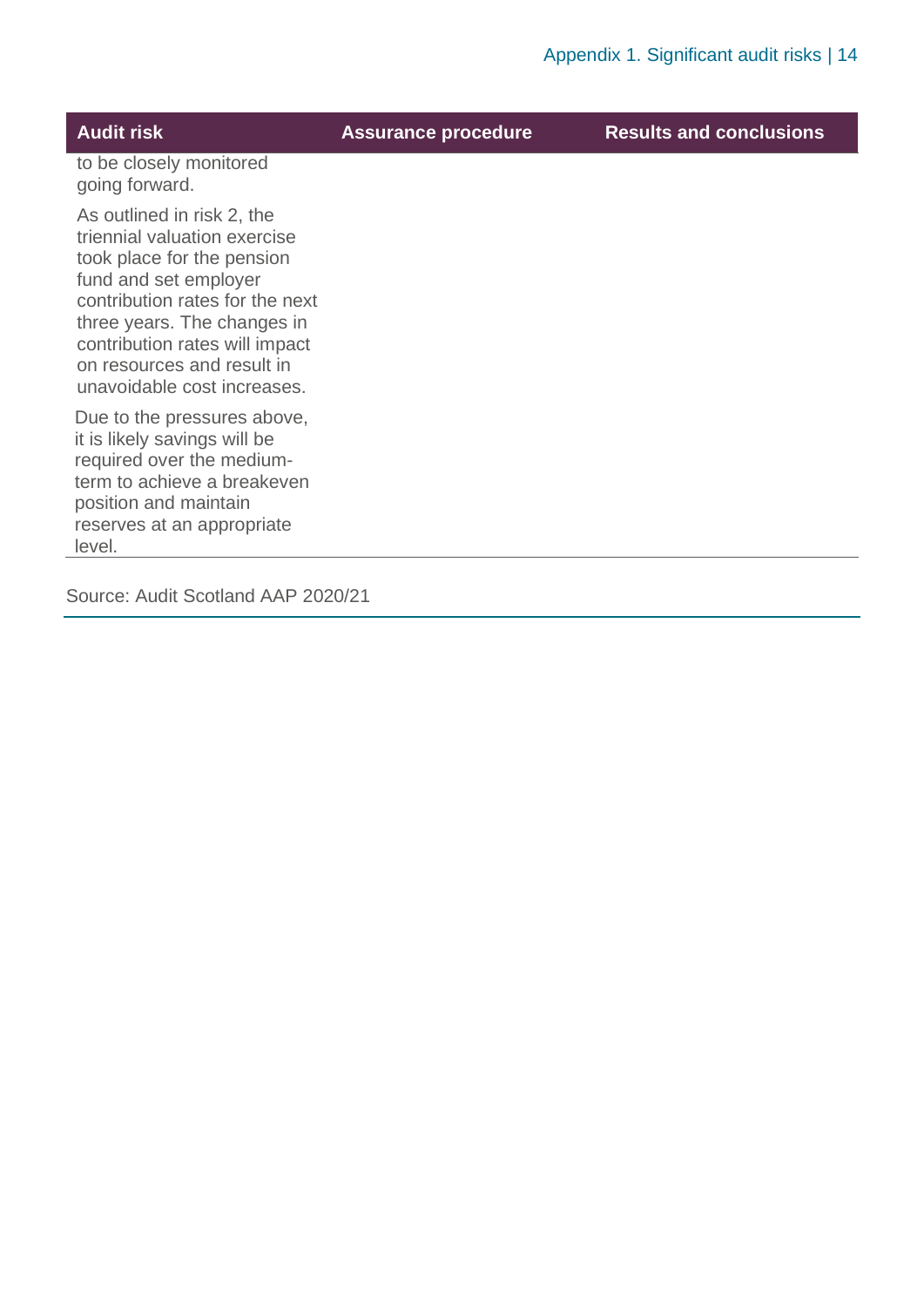| Audit risk | Assurance procedure | Results and conclusions |
|---|---|---|
| to be closely monitored going forward.<br><br>As outlined in risk 2, the triennial valuation exercise took place for the pension fund and set employer contribution rates for the next three years. The changes in contribution rates will impact on resources and result in unavoidable cost increases.<br><br>Due to the pressures above, it is likely savings will be required over the medium-term to achieve a breakeven position and maintain reserves at an appropriate level. | | |

Source: Audit Scotland AAP 2020/21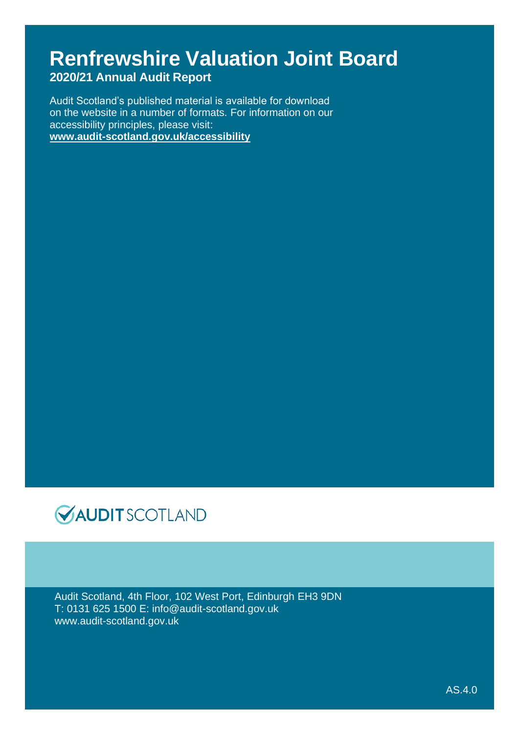# Renfrewshire Valuation Joint Board

**2020/21 Annual Audit Report**

Audit Scotland's published material is available for download on the website in a number of formats. For information on our accessibility principles, please visit:
**www.audit-scotland.gov.uk/accessibility**

AUDIT SCOTLAND

Audit Scotland, 4th Floor, 102 West Port, Edinburgh EH3 9DN
T: 0131 625 1500 E: info@audit-scotland.gov.uk
www.audit-scotland.gov.uk

AS.4.0